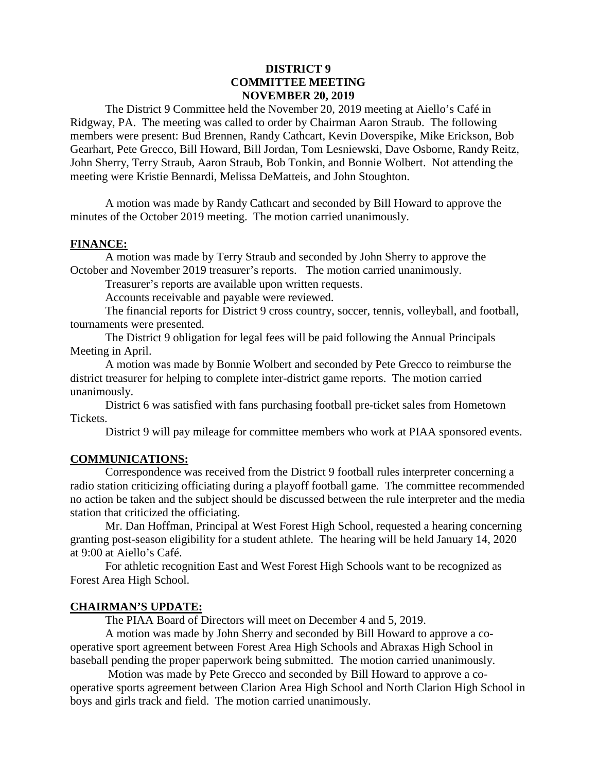**DISTRICT 9**
**COMMITTEE MEETING**
**NOVEMBER 20, 2019**

The District 9 Committee held the November 20, 2019 meeting at Aiello's Café in Ridgway, PA. The meeting was called to order by Chairman Aaron Straub. The following members were present: Bud Brennen, Randy Cathcart, Kevin Doverspike, Mike Erickson, Bob Gearhart, Pete Grecco, Bill Howard, Bill Jordan, Tom Lesniewski, Dave Osborne, Randy Reitz, John Sherry, Terry Straub, Aaron Straub, Bob Tonkin, and Bonnie Wolbert. Not attending the meeting were Kristie Bennardi, Melissa DeMatteis, and John Stoughton.

A motion was made by Randy Cathcart and seconded by Bill Howard to approve the minutes of the October 2019 meeting. The motion carried unanimously.

## FINANCE:

A motion was made by Terry Straub and seconded by John Sherry to approve the October and November 2019 treasurer's reports. The motion carried unanimously.

Treasurer's reports are available upon written requests.

Accounts receivable and payable were reviewed.

The financial reports for District 9 cross country, soccer, tennis, volleyball, and football, tournaments were presented.

The District 9 obligation for legal fees will be paid following the Annual Principals Meeting in April.

A motion was made by Bonnie Wolbert and seconded by Pete Grecco to reimburse the district treasurer for helping to complete inter-district game reports. The motion carried unanimously.

District 6 was satisfied with fans purchasing football pre-ticket sales from Hometown Tickets.

District 9 will pay mileage for committee members who work at PIAA sponsored events.

## COMMUNICATIONS:

Correspondence was received from the District 9 football rules interpreter concerning a radio station criticizing officiating during a playoff football game. The committee recommended no action be taken and the subject should be discussed between the rule interpreter and the media station that criticized the officiating.

Mr. Dan Hoffman, Principal at West Forest High School, requested a hearing concerning granting post-season eligibility for a student athlete. The hearing will be held January 14, 2020 at 9:00 at Aiello's Café.

For athletic recognition East and West Forest High Schools want to be recognized as Forest Area High School.

## CHAIRMAN'S UPDATE:

The PIAA Board of Directors will meet on December 4 and 5, 2019.

A motion was made by John Sherry and seconded by Bill Howard to approve a co-operative sport agreement between Forest Area High Schools and Abraxas High School in baseball pending the proper paperwork being submitted. The motion carried unanimously.

Motion was made by Pete Grecco and seconded by Bill Howard to approve a co-operative sports agreement between Clarion Area High School and North Clarion High School in boys and girls track and field. The motion carried unanimously.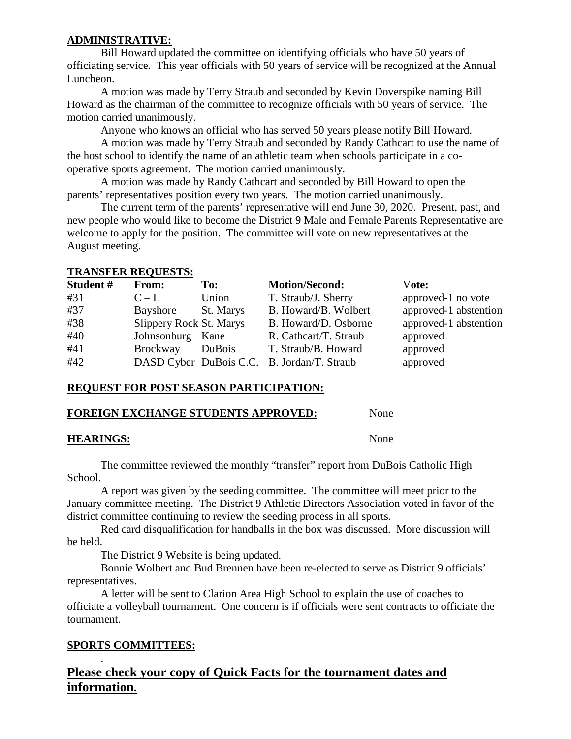**ADMINISTRATIVE:**

Bill Howard updated the committee on identifying officials who have 50 years of officiating service. This year officials with 50 years of service will be recognized at the Annual Luncheon.

A motion was made by Terry Straub and seconded by Kevin Doverspike naming Bill Howard as the chairman of the committee to recognize officials with 50 years of service. The motion carried unanimously.

Anyone who knows an official who has served 50 years please notify Bill Howard.

A motion was made by Terry Straub and seconded by Randy Cathcart to use the name of the host school to identify the name of an athletic team when schools participate in a co-operative sports agreement. The motion carried unanimously.

A motion was made by Randy Cathcart and seconded by Bill Howard to open the parents' representatives position every two years. The motion carried unanimously.

The current term of the parents' representative will end June 30, 2020. Present, past, and new people who would like to become the District 9 Male and Female Parents Representative are welcome to apply for the position. The committee will vote on new representatives at the August meeting.

**TRANSFER REQUESTS:**

| Student # | From: | To: | Motion/Second: | Vote: |
|---|---|---|---|---|
| #31 | C – L | Union | T. Straub/J. Sherry | approved-1 no vote |
| #37 | Bayshore | St. Marys | B. Howard/B. Wolbert | approved-1 abstention |
| #38 | Slippery Rock | St. Marys | B. Howard/D. Osborne | approved-1 abstention |
| #40 | Johnsonburg | Kane | R. Cathcart/T. Straub | approved |
| #41 | Brockway | DuBois | T. Straub/B. Howard | approved |
| #42 | DASD Cyber | DuBois C.C. | B. Jordan/T. Straub | approved |

**REQUEST FOR POST SEASON PARTICIPATION:**

**FOREIGN EXCHANGE STUDENTS APPROVED:** None

**HEARINGS:** None

The committee reviewed the monthly "transfer" report from DuBois Catholic High School.

A report was given by the seeding committee. The committee will meet prior to the January committee meeting. The District 9 Athletic Directors Association voted in favor of the district committee continuing to review the seeding process in all sports.

Red card disqualification for handballs in the box was discussed. More discussion will be held.

The District 9 Website is being updated.

Bonnie Wolbert and Bud Brennen have been re-elected to serve as District 9 officials' representatives.

A letter will be sent to Clarion Area High School to explain the use of coaches to officiate a volleyball tournament. One concern is if officials were sent contracts to officiate the tournament.

**SPORTS COMMITTEES:**

.

## Please check your copy of Quick Facts for the tournament dates and information.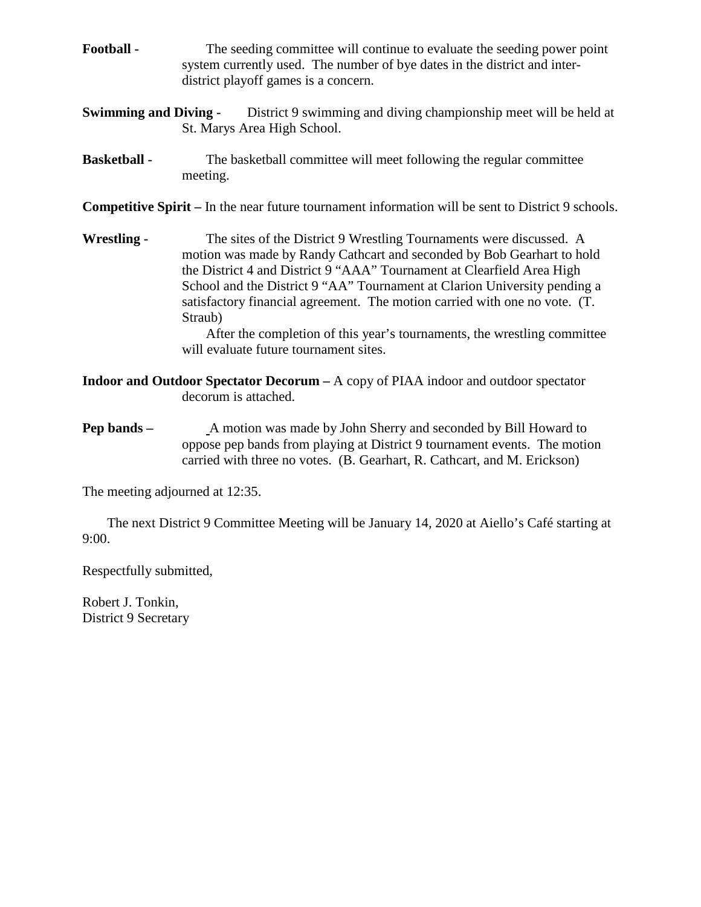**Football -** The seeding committee will continue to evaluate the seeding power point system currently used. The number of bye dates in the district and inter-district playoff games is a concern.

**Swimming and Diving -** District 9 swimming and diving championship meet will be held at St. Marys Area High School.

**Basketball -** The basketball committee will meet following the regular committee meeting.

**Competitive Spirit –** In the near future tournament information will be sent to District 9 schools.

**Wrestling -** The sites of the District 9 Wrestling Tournaments were discussed. A motion was made by Randy Cathcart and seconded by Bob Gearhart to hold the District 4 and District 9 "AAA" Tournament at Clearfield Area High School and the District 9 "AA" Tournament at Clarion University pending a satisfactory financial agreement. The motion carried with one no vote. (T. Straub)

After the completion of this year's tournaments, the wrestling committee will evaluate future tournament sites.

**Indoor and Outdoor Spectator Decorum –** A copy of PIAA indoor and outdoor spectator decorum is attached.

**Pep bands –** A motion was made by John Sherry and seconded by Bill Howard to oppose pep bands from playing at District 9 tournament events. The motion carried with three no votes. (B. Gearhart, R. Cathcart, and M. Erickson)

The meeting adjourned at 12:35.

The next District 9 Committee Meeting will be January 14, 2020 at Aiello's Café starting at 9:00.

Respectfully submitted,

Robert J. Tonkin,
District 9 Secretary